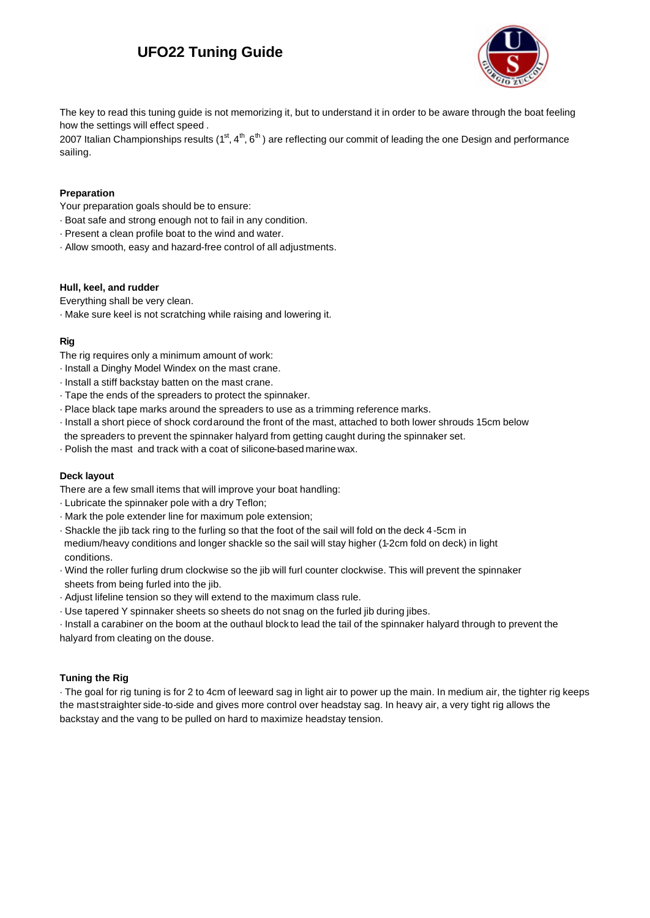# UFO22 Tuning Guide

The key to read this tuning guide is not memorizing it, but to understand it in order to be aware through the boat feeling how the settings will effect speed .

2007 Italian Championships results (1st, 4th, 6th ) are reflecting our commit of leading the one Design and performance sailing.

### Preparation

Your preparation goals should be to ensure:

- Boat safe and strong enough not to fail in any condition.
- Present a clean profile boat to the wind and water.
- Allow smooth, easy and hazard-free control of all adjustments.

### Hull, keel, and rudder

Everything shall be very clean.

- Make sure keel is not scratching while raising and lowering it.

### Rig

The rig requires only a minimum amount of work:

- Install a Dinghy Model Windex on the mast crane.
- Install a stiff backstay batten on the mast crane.
- Tape the ends of the spreaders to protect the spinnaker.
- Place black tape marks around the spreaders to use as a trimming reference marks.
- Install a short piece of shock cord around the front of the mast, attached to both lower shrouds 15cm below the spreaders to prevent the spinnaker halyard from getting caught during the spinnaker set.
- Polish the mast and track with a coat of silicone-based marine wax.

### Deck layout

There are a few small items that will improve your boat handling:

- Lubricate the spinnaker pole with a dry Teflon;
- Mark the pole extender line for maximum pole extension;
- Shackle the jib tack ring to the furling so that the foot of the sail will fold on the deck 4-5cm in medium/heavy conditions and longer shackle so the sail will stay higher (1-2cm fold on deck) in light conditions.
- Wind the roller furling drum clockwise so the jib will furl counter clockwise. This will prevent the spinnaker sheets from being furled into the jib.
- Adjust lifeline tension so they will extend to the maximum class rule.
- Use tapered Y spinnaker sheets so sheets do not snag on the furled jib during jibes.
- Install a carabiner on the boom at the outhaul block to lead the tail of the spinnaker halyard through to prevent the halyard from cleating on the douse.

### Tuning the Rig

- The goal for rig tuning is for 2 to 4cm of leeward sag in light air to power up the main. In medium air, the tighter rig keeps the mast straighter side-to-side and gives more control over headstay sag. In heavy air, a very tight rig allows the backstay and the vang to be pulled on hard to maximize headstay tension.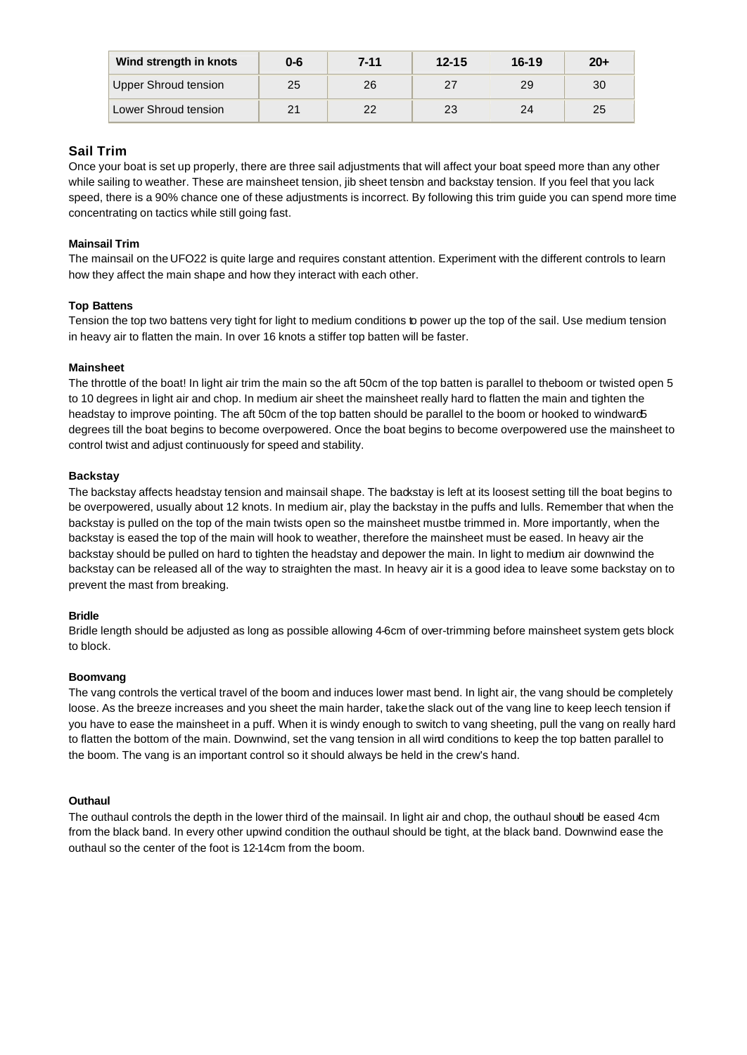| Wind strength in knots | 0-6 | 7-11 | 12-15 | 16-19 | 20+ |
| --- | --- | --- | --- | --- | --- |
| Upper Shroud tension | 25 | 26 | 27 | 29 | 30 |
| Lower Shroud tension | 21 | 22 | 23 | 24 | 25 |

## Sail Trim

Once your boat is set up properly, there are three sail adjustments that will affect your boat speed more than any other while sailing to weather. These are mainsheet tension, jib sheet tension and backstay tension. If you feel that you lack speed, there is a 90% chance one of these adjustments is incorrect. By following this trim guide you can spend more time concentrating on tactics while still going fast.

### Mainsail Trim

The mainsail on the UFO22 is quite large and requires constant attention. Experiment with the different controls to learn how they affect the main shape and how they interact with each other.

### Top Battens

Tension the top two battens very tight for light to medium conditions to power up the top of the sail. Use medium tension in heavy air to flatten the main. In over 16 knots a stiffer top batten will be faster.

### Mainsheet

The throttle of the boat! In light air trim the main so the aft 50cm of the top batten is parallel to the boom or twisted open 5 to 10 degrees in light air and chop. In medium air sheet the mainsheet really hard to flatten the main and tighten the headstay to improve pointing. The aft 50cm of the top batten should be parallel to the boom or hooked to windward 5 degrees till the boat begins to become overpowered. Once the boat begins to become overpowered use the mainsheet to control twist and adjust continuously for speed and stability.

### Backstay

The backstay affects headstay tension and mainsail shape. The backstay is left at its loosest setting till the boat begins to be overpowered, usually about 12 knots. In medium air, play the backstay in the puffs and lulls. Remember that when the backstay is pulled on the top of the main twists open so the mainsheet must be trimmed in. More importantly, when the backstay is eased the top of the main will hook to weather, therefore the mainsheet must be eased. In heavy air the backstay should be pulled on hard to tighten the headstay and depower the main. In light to medium air downwind the backstay can be released all of the way to straighten the mast. In heavy air it is a good idea to leave some backstay on to prevent the mast from breaking.

### Bridle

Bridle length should be adjusted as long as possible allowing 4-6cm of over-trimming before mainsheet system gets block to block.

### Boomvang

The vang controls the vertical travel of the boom and induces lower mast bend. In light air, the vang should be completely loose. As the breeze increases and you sheet the main harder, take the slack out of the vang line to keep leech tension if you have to ease the mainsheet in a puff. When it is windy enough to switch to vang sheeting, pull the vang on really hard to flatten the bottom of the main. Downwind, set the vang tension in all wind conditions to keep the top batten parallel to the boom. The vang is an important control so it should always be held in the crew's hand.

### Outhaul

The outhaul controls the depth in the lower third of the mainsail. In light air and chop, the outhaul should be eased 4cm from the black band. In every other upwind condition the outhaul should be tight, at the black band. Downwind ease the outhaul so the center of the foot is 12-14cm from the boom.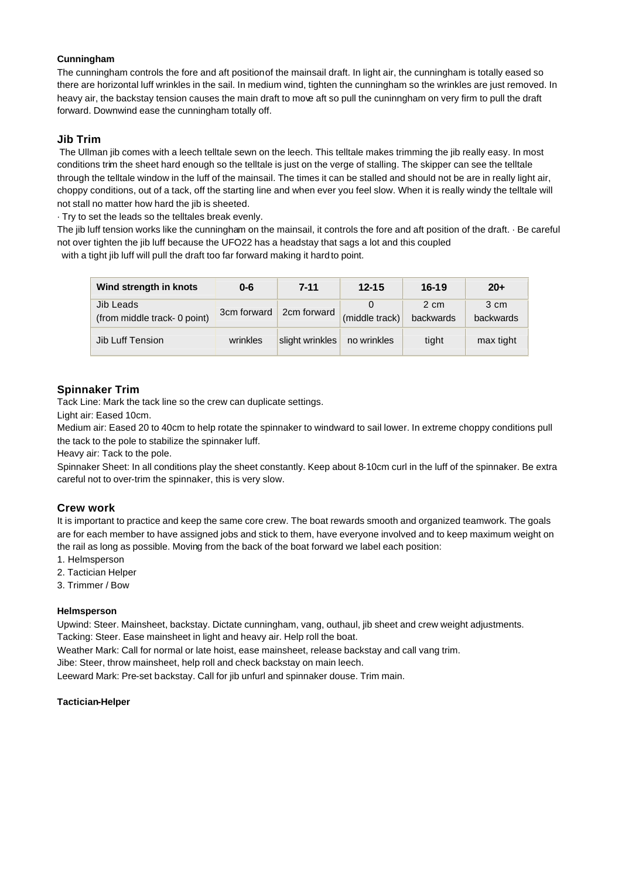**Cunningham**

The cunningham controls the fore and aft position of the mainsail draft. In light air, the cunningham is totally eased so there are horizontal luff wrinkles in the sail. In medium wind, tighten the cunningham so the wrinkles are just removed. In heavy air, the backstay tension causes the main draft to move aft so pull the cuninngham on very firm to pull the draft forward. Downwind ease the cunningham totally off.

## Jib Trim

The Ullman jib comes with a leech telltale sewn on the leech. This telltale makes trimming the jib really easy. In most conditions trim the sheet hard enough so the telltale is just on the verge of stalling. The skipper can see the telltale through the telltale window in the luff of the mainsail. The times it can be stalled and should not be are in really light air, choppy conditions, out of a tack, off the starting line and when ever you feel slow. When it is really windy the telltale will not stall no matter how hard the jib is sheeted.

· Try to set the leads so the telltales break evenly.

The jib luff tension works like the cunningham on the mainsail, it controls the fore and aft position of the draft. · Be careful not over tighten the jib luff because the UFO22 has a headstay that sags a lot and this coupled with a tight jib luff will pull the draft too far forward making it hard to point.

| Wind strength in knots | 0-6 | 7-11 | 12-15 | 16-19 | 20+ |
|---|---|---|---|---|---|
| Jib Leads (from middle track- 0 point) | 3cm forward | 2cm forward | 0 (middle track) | 2 cm backwards | 3 cm backwards |
| Jib Luff Tension | wrinkles | slight wrinkles | no wrinkles | tight | max tight |

## Spinnaker Trim

Tack Line: Mark the tack line so the crew can duplicate settings.

Light air: Eased 10cm.

Medium air: Eased 20 to 40cm to help rotate the spinnaker to windward to sail lower. In extreme choppy conditions pull the tack to the pole to stabilize the spinnaker luff.

Heavy air: Tack to the pole.

Spinnaker Sheet: In all conditions play the sheet constantly. Keep about 8-10cm curl in the luff of the spinnaker. Be extra careful not to over-trim the spinnaker, this is very slow.

## Crew work

It is important to practice and keep the same core crew. The boat rewards smooth and organized teamwork. The goals are for each member to have assigned jobs and stick to them, have everyone involved and to keep maximum weight on the rail as long as possible. Moving from the back of the boat forward we label each position:

1. Helmsperson
2. Tactician Helper
3. Trimmer / Bow

**Helmsperson**

Upwind: Steer. Mainsheet, backstay. Dictate cunningham, vang, outhaul, jib sheet and crew weight adjustments.

Tacking: Steer. Ease mainsheet in light and heavy air. Help roll the boat.

Weather Mark: Call for normal or late hoist, ease mainsheet, release backstay and call vang trim.

Jibe: Steer, throw mainsheet, help roll and check backstay on main leech.

Leeward Mark: Pre-set backstay. Call for jib unfurl and spinnaker douse. Trim main.

**Tactician-Helper**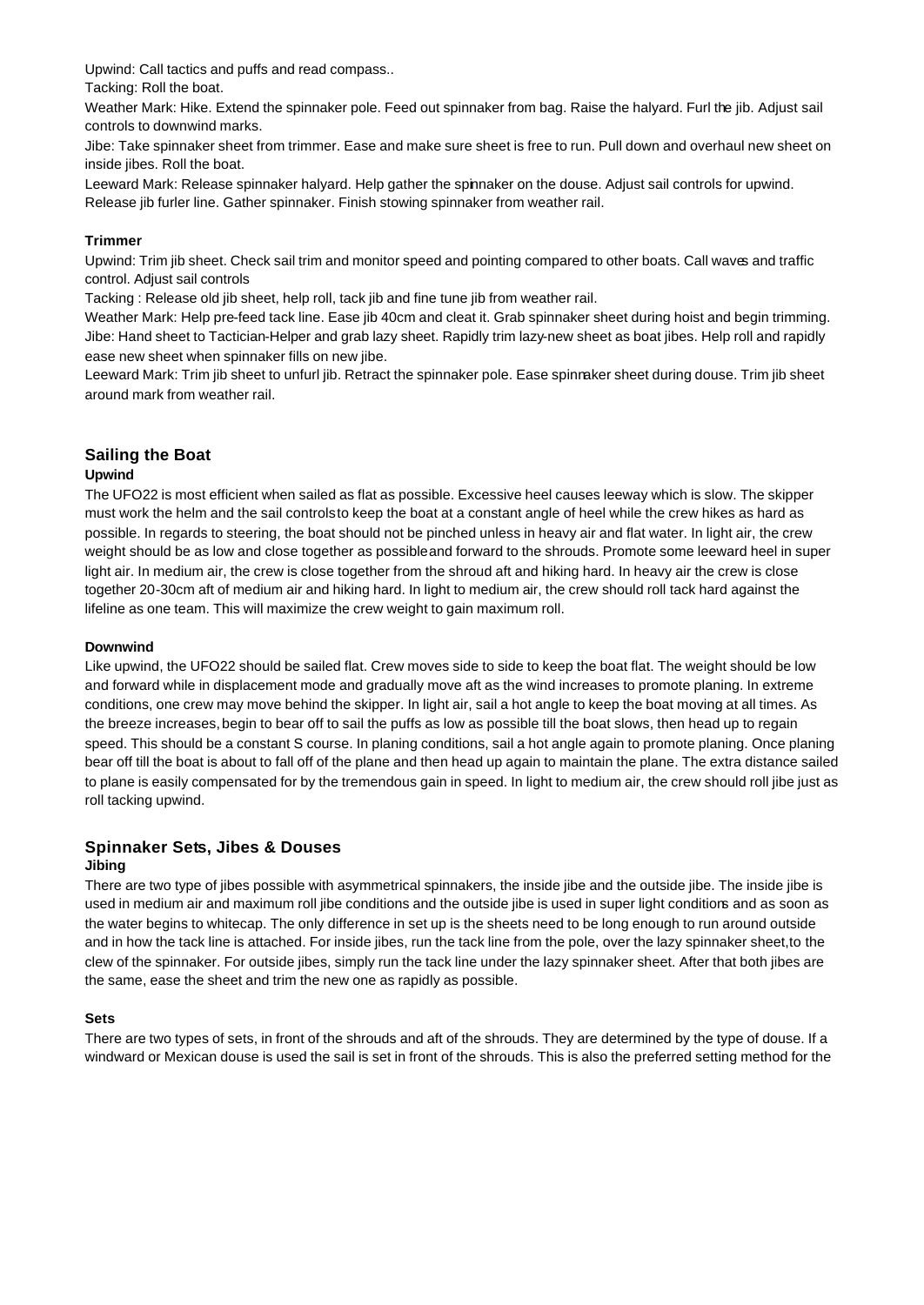Upwind: Call tactics and puffs and read compass..

Tacking: Roll the boat.

Weather Mark: Hike. Extend the spinnaker pole. Feed out spinnaker from bag. Raise the halyard. Furl the jib. Adjust sail controls to downwind marks.

Jibe: Take spinnaker sheet from trimmer. Ease and make sure sheet is free to run. Pull down and overhaul new sheet on inside jibes. Roll the boat.

Leeward Mark: Release spinnaker halyard. Help gather the spinnaker on the douse. Adjust sail controls for upwind. Release jib furler line. Gather spinnaker. Finish stowing spinnaker from weather rail.

**Trimmer**

Upwind: Trim jib sheet. Check sail trim and monitor speed and pointing compared to other boats. Call waves and traffic control. Adjust sail controls

Tacking : Release old jib sheet, help roll, tack jib and fine tune jib from weather rail.

Weather Mark: Help pre-feed tack line. Ease jib 40cm and cleat it. Grab spinnaker sheet during hoist and begin trimming.

Jibe: Hand sheet to Tactician-Helper and grab lazy sheet. Rapidly trim lazy-new sheet as boat jibes. Help roll and rapidly ease new sheet when spinnaker fills on new jibe.

Leeward Mark: Trim jib sheet to unfurl jib. Retract the spinnaker pole. Ease spinnaker sheet during douse. Trim jib sheet around mark from weather rail.

## Sailing the Boat

### Upwind

The UFO22 is most efficient when sailed as flat as possible. Excessive heel causes leeway which is slow. The skipper must work the helm and the sail controls to keep the boat at a constant angle of heel while the crew hikes as hard as possible. In regards to steering, the boat should not be pinched unless in heavy air and flat water. In light air, the crew weight should be as low and close together as possible and forward to the shrouds. Promote some leeward heel in super light air. In medium air, the crew is close together from the shroud aft and hiking hard. In heavy air the crew is close together 20-30cm aft of medium air and hiking hard. In light to medium air, the crew should roll tack hard against the lifeline as one team. This will maximize the crew weight to gain maximum roll.

### Downwind

Like upwind, the UFO22 should be sailed flat. Crew moves side to side to keep the boat flat. The weight should be low and forward while in displacement mode and gradually move aft as the wind increases to promote planing. In extreme conditions, one crew may move behind the skipper. In light air, sail a hot angle to keep the boat moving at all times. As the breeze increases, begin to bear off to sail the puffs as low as possible till the boat slows, then head up to regain speed. This should be a constant S course. In planing conditions, sail a hot angle again to promote planing. Once planing bear off till the boat is about to fall off of the plane and then head up again to maintain the plane. The extra distance sailed to plane is easily compensated for by the tremendous gain in speed. In light to medium air, the crew should roll jibe just as roll tacking upwind.

## Spinnaker Sets, Jibes & Douses

### Jibing

There are two type of jibes possible with asymmetrical spinnakers, the inside jibe and the outside jibe. The inside jibe is used in medium air and maximum roll jibe conditions and the outside jibe is used in super light conditions and as soon as the water begins to whitecap. The only difference in set up is the sheets need to be long enough to run around outside and in how the tack line is attached. For inside jibes, run the tack line from the pole, over the lazy spinnaker sheet, to the clew of the spinnaker. For outside jibes, simply run the tack line under the lazy spinnaker sheet. After that both jibes are the same, ease the sheet and trim the new one as rapidly as possible.

### Sets

There are two types of sets, in front of the shrouds and aft of the shrouds. They are determined by the type of douse. If a windward or Mexican douse is used the sail is set in front of the shrouds. This is also the preferred setting method for the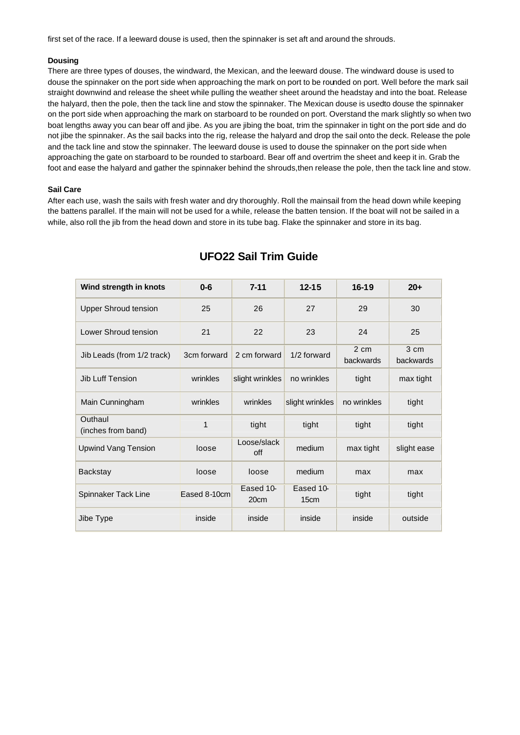first set of the race. If a leeward douse is used, then the spinnaker is set aft and around the shrouds.

### Dousing

There are three types of douses, the windward, the Mexican, and the leeward douse. The windward douse is used to douse the spinnaker on the port side when approaching the mark on port to be rounded on port. Well before the mark sail straight downwind and release the sheet while pulling the weather sheet around the headstay and into the boat. Release the halyard, then the pole, then the tack line and stow the spinnaker. The Mexican douse is usedto douse the spinnaker on the port side when approaching the mark on starboard to be rounded on port. Overstand the mark slightly so when two boat lengths away you can bear off and jibe. As you are jibing the boat, trim the spinnaker in tight on the port side and do not jibe the spinnaker. As the sail backs into the rig, release the halyard and drop the sail onto the deck. Release the pole and the tack line and stow the spinnaker. The leeward douse is used to douse the spinnaker on the port side when approaching the gate on starboard to be rounded to starboard. Bear off and overtrim the sheet and keep it in. Grab the foot and ease the halyard and gather the spinnaker behind the shrouds,then release the pole, then the tack line and stow.

### Sail Care

After each use, wash the sails with fresh water and dry thoroughly. Roll the mainsail from the head down while keeping the battens parallel. If the main will not be used for a while, release the batten tension. If the boat will not be sailed in a while, also roll the jib from the head down and store in its tube bag. Flake the spinnaker and store in its bag.

## UFO22 Sail Trim Guide

| Wind strength in knots | 0-6 | 7-11 | 12-15 | 16-19 | 20+ |
|---|---|---|---|---|---|
| Upper Shroud tension | 25 | 26 | 27 | 29 | 30 |
| Lower Shroud tension | 21 | 22 | 23 | 24 | 25 |
| Jib Leads (from 1/2 track) | 3cm forward | 2 cm forward | 1/2 forward | 2 cm backwards | 3 cm backwards |
| Jib Luff Tension | wrinkles | slight wrinkles | no wrinkles | tight | max tight |
| Main Cunningham | wrinkles | wrinkles | slight wrinkles | no wrinkles | tight |
| Outhaul (inches from band) | 1 | tight | tight | tight | tight |
| Upwind Vang Tension | loose | Loose/slack off | medium | max tight | slight ease |
| Backstay | loose | loose | medium | max | max |
| Spinnaker Tack Line | Eased 8-10cm | Eased 10-20cm | Eased 10-15cm | tight | tight |
| Jibe Type | inside | inside | inside | inside | outside |